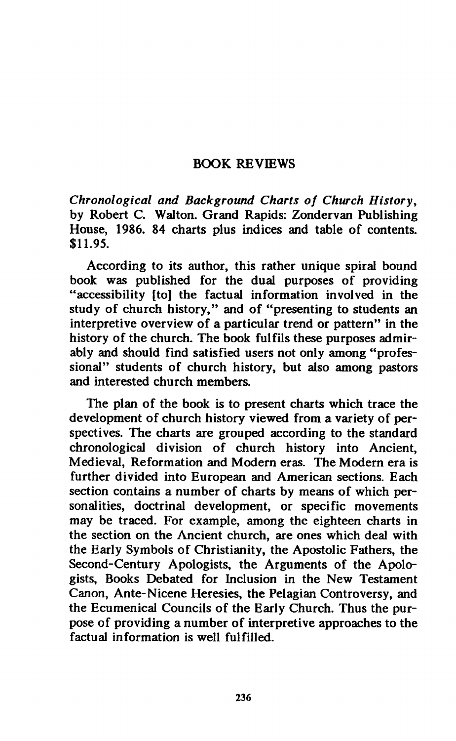# BOOK REVIEWS

*Chronological and Background Charts of Church History*, by Robert C. Walton. Grand Rapids: Zondervan Publishing House, 1986. 84 charts plus indices and table of contents. $11.95.

According to its author, this rather unique spiral bound book was published for the dual purposes of providing "accessibility [to] the factual information involved in the study of church history," and of "presenting to students an interpretive overview of a particular trend or pattern" in the history of the church. The book fulfils these purposes admirably and should find satisfied users not only among "professional" students of church history, but also among pastors and interested church members.

The plan of the book is to present charts which trace the development of church history viewed from a variety of perspectives. The charts are grouped according to the standard chronological division of church history into Ancient, Medieval, Reformation and Modern eras. The Modern era is further divided into European and American sections. Each section contains a number of charts by means of which personalities, doctrinal development, or specific movements may be traced. For example, among the eighteen charts in the section on the Ancient church, are ones which deal with the Early Symbols of Christianity, the Apostolic Fathers, the Second-Century Apologists, the Arguments of the Apologists, Books Debated for Inclusion in the New Testament Canon, Ante-Nicene Heresies, the Pelagian Controversy, and the Ecumenical Councils of the Early Church. Thus the purpose of providing a number of interpretive approaches to the factual information is well fulfilled.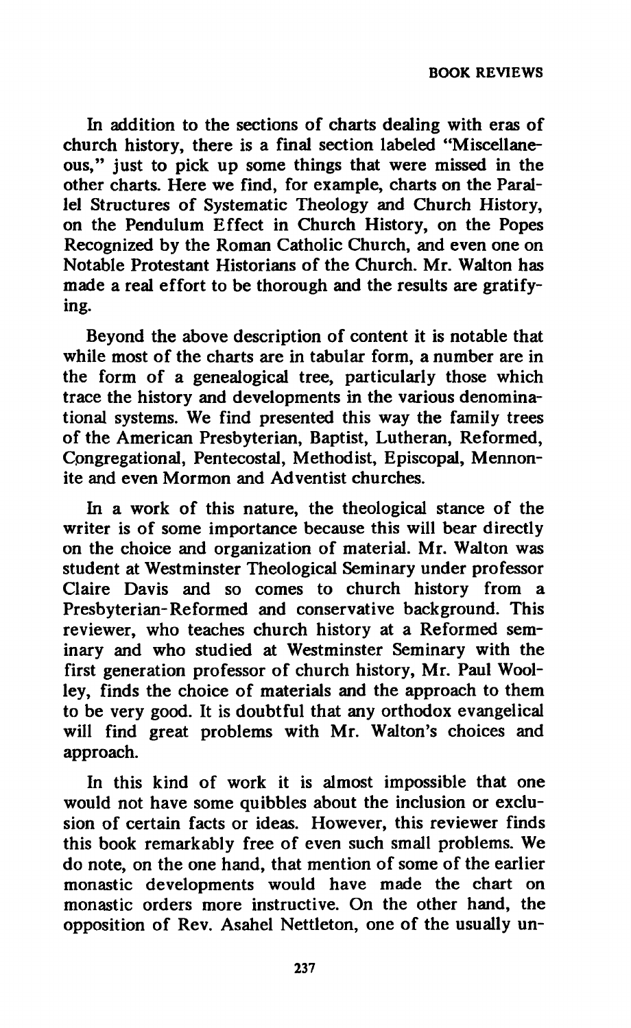In addition to the sections of charts dealing with eras of church history, there is a final section labeled "Miscellaneous," just to pick up some things that were missed in the other charts. Here we find, for example, charts on the Parallel Structures of Systematic Theology and Church History, on the Pendulum Effect in Church History, on the Popes Recognized by the Roman Catholic Church, and even one on Notable Protestant Historians of the Church. Mr. Walton has made a real effort to be thorough and the results are gratifying.

Beyond the above description of content it is notable that while most of the charts are in tabular form, a number are in the form of a genealogical tree, particularly those which trace the history and developments in the various denominational systems. We find presented this way the family trees of the American Presbyterian, Baptist, Lutheran, Reformed, Congregational, Pentecostal, Methodist, Episcopal, Mennonite and even Mormon and Adventist churches.

In a work of this nature, the theological stance of the writer is of some importance because this will bear directly on the choice and organization of material. Mr. Walton was student at Westminster Theological Seminary under professor Claire Davis and so comes to church history from a Presbyterian-Reformed and conservative background. This reviewer, who teaches church history at a Reformed seminary and who studied at Westminster Seminary with the first generation professor of church history, Mr. Paul Woolley, finds the choice of materials and the approach to them to be very good. It is doubtful that any orthodox evangelical will find great problems with Mr. Walton's choices and approach.

In this kind of work it is almost impossible that one would not have some quibbles about the inclusion or exclusion of certain facts or ideas. However, this reviewer finds this book remarkably free of even such small problems. We do note, on the one hand, that mention of some of the earlier monastic developments would have made the chart on monastic orders more instructive. On the other hand, the opposition of Rev. Asahel Nettleton, one of the usually un-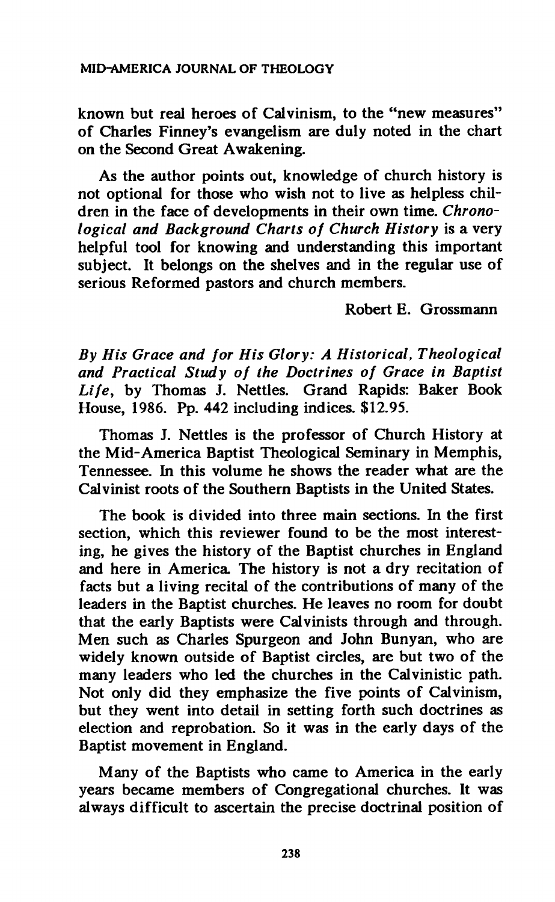known but real heroes of Calvinism, to the "new measures" of Charles Finney's evangelism are duly noted in the chart on the Second Great Awakening.

As the author points out, knowledge of church history is not optional for those who wish not to live as helpless children in the face of developments in their own time. *Chronological and Background Charts of Church History* is a very helpful tool for knowing and understanding this important subject. It belongs on the shelves and in the regular use of serious Reformed pastors and church members.

Robert E. Grossmann

*By His Grace and for His Glory: A Historical, Theological and Practical Study of the Doctrines of Grace in Baptist Life*, by Thomas J. Nettles. Grand Rapids: Baker Book House, 1986. Pp. 442 including indices. $12.95.

Thomas J. Nettles is the professor of Church History at the Mid-America Baptist Theological Seminary in Memphis, Tennessee. In this volume he shows the reader what are the Calvinist roots of the Southern Baptists in the United States.

The book is divided into three main sections. In the first section, which this reviewer found to be the most interesting, he gives the history of the Baptist churches in England and here in America. The history is not a dry recitation of facts but a living recital of the contributions of many of the leaders in the Baptist churches. He leaves no room for doubt that the early Baptists were Calvinists through and through. Men such as Charles Spurgeon and John Bunyan, who are widely known outside of Baptist circles, are but two of the many leaders who led the churches in the Calvinistic path. Not only did they emphasize the five points of Calvinism, but they went into detail in setting forth such doctrines as election and reprobation. So it was in the early days of the Baptist movement in England.

Many of the Baptists who came to America in the early years became members of Congregational churches. It was always difficult to ascertain the precise doctrinal position of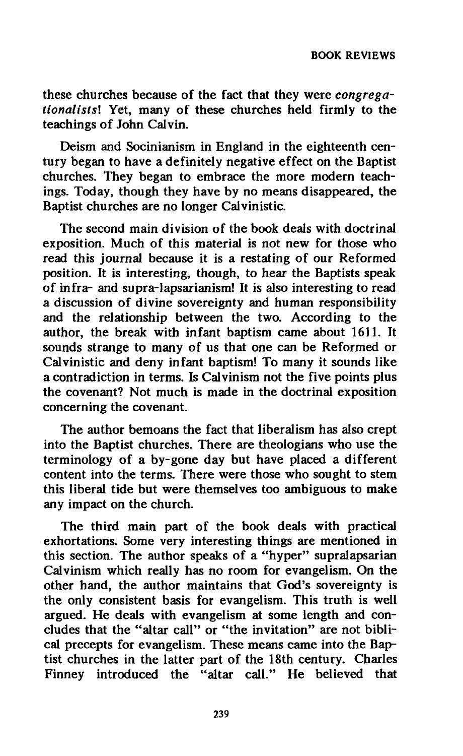these churches because of the fact that they were *congregationalists*! Yet, many of these churches held firmly to the teachings of John Calvin.

Deism and Socinianism in England in the eighteenth century began to have a definitely negative effect on the Baptist churches. They began to embrace the more modern teachings. Today, though they have by no means disappeared, the Baptist churches are no longer Calvinistic.

The second main division of the book deals with doctrinal exposition. Much of this material is not new for those who read this journal because it is a restating of our Reformed position. It is interesting, though, to hear the Baptists speak of infra- and supra-lapsarianism! It is also interesting to read a discussion of divine sovereignty and human responsibility and the relationship between the two. According to the author, the break with infant baptism came about 1611. It sounds strange to many of us that one can be Reformed or Calvinistic and deny infant baptism! To many it sounds like a contradiction in terms. Is Calvinism not the five points plus the covenant? Not much is made in the doctrinal exposition concerning the covenant.

The author bemoans the fact that liberalism has also crept into the Baptist churches. There are theologians who use the terminology of a by-gone day but have placed a different content into the terms. There were those who sought to stem this liberal tide but were themselves too ambiguous to make any impact on the church.

The third main part of the book deals with practical exhortations. Some very interesting things are mentioned in this section. The author speaks of a "hyper" supralapsarian Calvinism which really has no room for evangelism. On the other hand, the author maintains that God's sovereignty is the only consistent basis for evangelism. This truth is well argued. He deals with evangelism at some length and concludes that the "altar call" or "the invitation" are not biblical precepts for evangelism. These means came into the Baptist churches in the latter part of the 18th century. Charles Finney introduced the "altar call." He believed that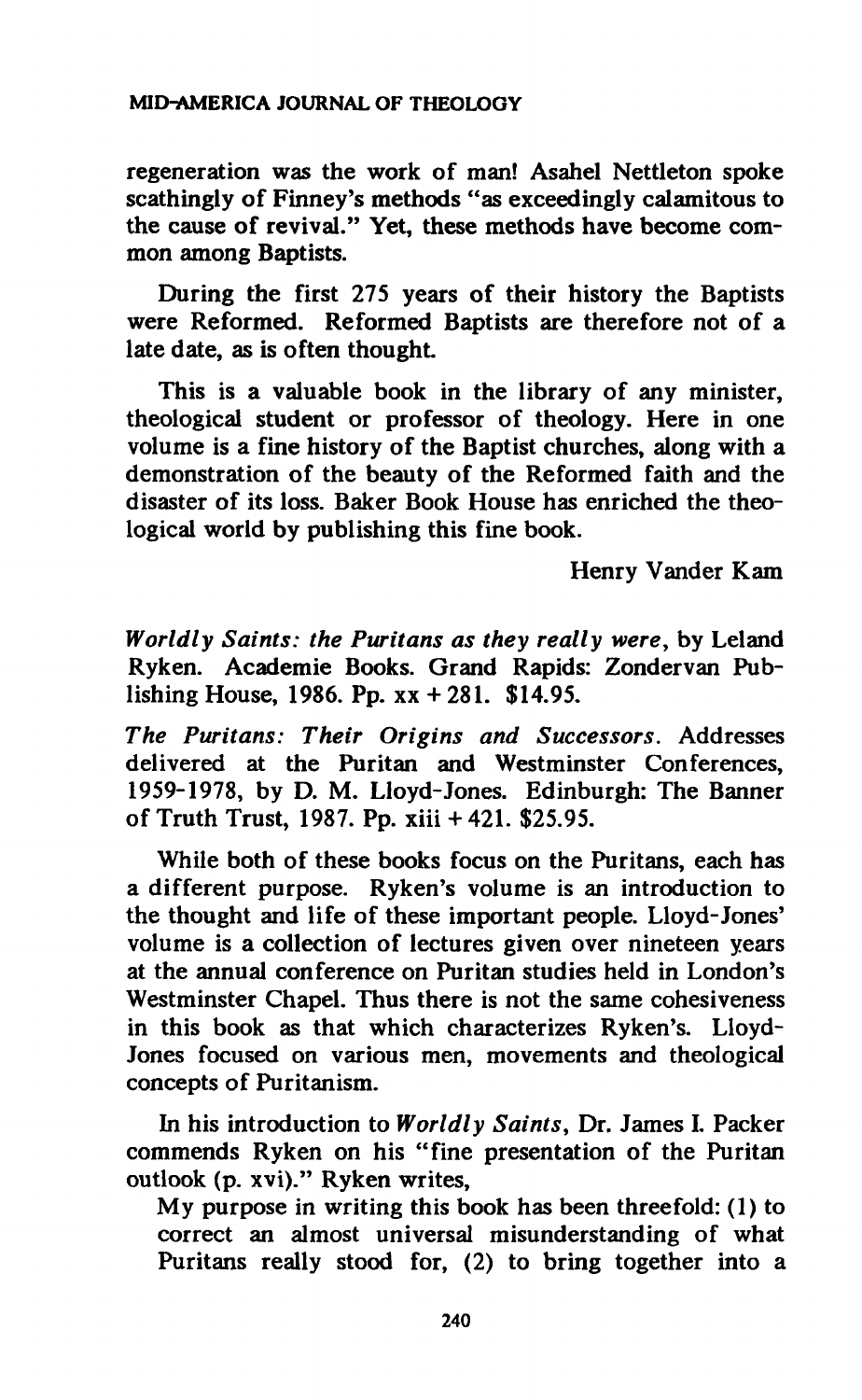regeneration was the work of man! Asahel Nettleton spoke scathingly of Finney's methods "as exceedingly calamitous to the cause of revival." Yet, these methods have become common among Baptists.

During the first 275 years of their history the Baptists were Reformed. Reformed Baptists are therefore not of a late date, as is often thought.

This is a valuable book in the library of any minister, theological student or professor of theology. Here in one volume is a fine history of the Baptist churches, along with a demonstration of the beauty of the Reformed faith and the disaster of its loss. Baker Book House has enriched the theological world by publishing this fine book.

Henry Vander Kam

*Worldly Saints: the Puritans as they really were*, by Leland Ryken. Academie Books. Grand Rapids: Zondervan Publishing House, 1986. Pp. xx + 281. $14.95.

*The Puritans: Their Origins and Successors*. Addresses delivered at the Puritan and Westminster Conferences, 1959-1978, by D. M. Lloyd-Jones. Edinburgh: The Banner of Truth Trust, 1987. Pp. xiii + 421. $25.95.

While both of these books focus on the Puritans, each has a different purpose. Ryken's volume is an introduction to the thought and life of these important people. Lloyd-Jones' volume is a collection of lectures given over nineteen years at the annual conference on Puritan studies held in London's Westminster Chapel. Thus there is not the same cohesiveness in this book as that which characterizes Ryken's. Lloyd-Jones focused on various men, movements and theological concepts of Puritanism.

In his introduction to *Worldly Saints*, Dr. James I. Packer commends Ryken on his "fine presentation of the Puritan outlook (p. xvi)." Ryken writes,

> My purpose in writing this book has been threefold: (1) to correct an almost universal misunderstanding of what Puritans really stood for, (2) to bring together into a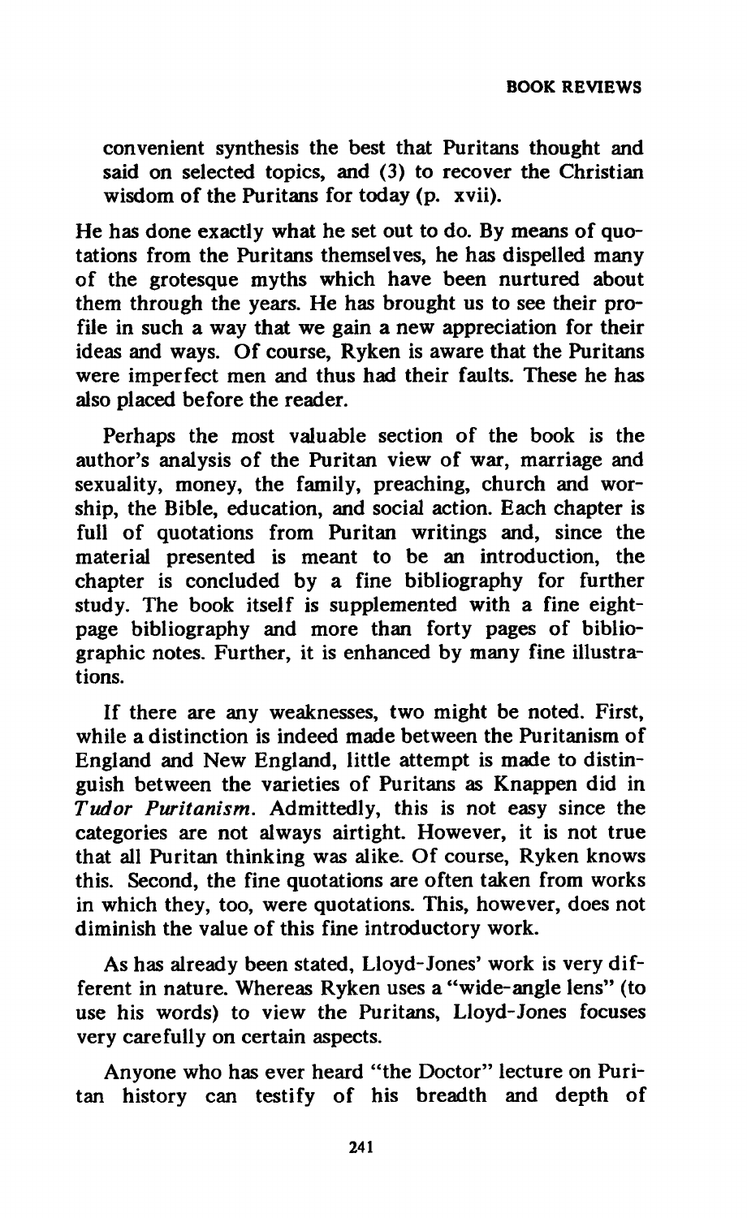convenient synthesis the best that Puritans thought and said on selected topics, and (3) to recover the Christian wisdom of the Puritans for today (p. xvii).

He has done exactly what he set out to do. By means of quotations from the Puritans themselves, he has dispelled many of the grotesque myths which have been nurtured about them through the years. He has brought us to see their profile in such a way that we gain a new appreciation for their ideas and ways. Of course, Ryken is aware that the Puritans were imperfect men and thus had their faults. These he has also placed before the reader.

Perhaps the most valuable section of the book is the author's analysis of the Puritan view of war, marriage and sexuality, money, the family, preaching, church and worship, the Bible, education, and social action. Each chapter is full of quotations from Puritan writings and, since the material presented is meant to be an introduction, the chapter is concluded by a fine bibliography for further study. The book itself is supplemented with a fine eight-page bibliography and more than forty pages of bibliographic notes. Further, it is enhanced by many fine illustrations.

If there are any weaknesses, two might be noted. First, while a distinction is indeed made between the Puritanism of England and New England, little attempt is made to distinguish between the varieties of Puritans as Knappen did in *Tudor Puritanism*. Admittedly, this is not easy since the categories are not always airtight. However, it is not true that all Puritan thinking was alike. Of course, Ryken knows this. Second, the fine quotations are often taken from works in which they, too, were quotations. This, however, does not diminish the value of this fine introductory work.

As has already been stated, Lloyd-Jones' work is very different in nature. Whereas Ryken uses a "wide-angle lens" (to use his words) to view the Puritans, Lloyd-Jones focuses very carefully on certain aspects.

Anyone who has ever heard "the Doctor" lecture on Puritan history can testify of his breadth and depth of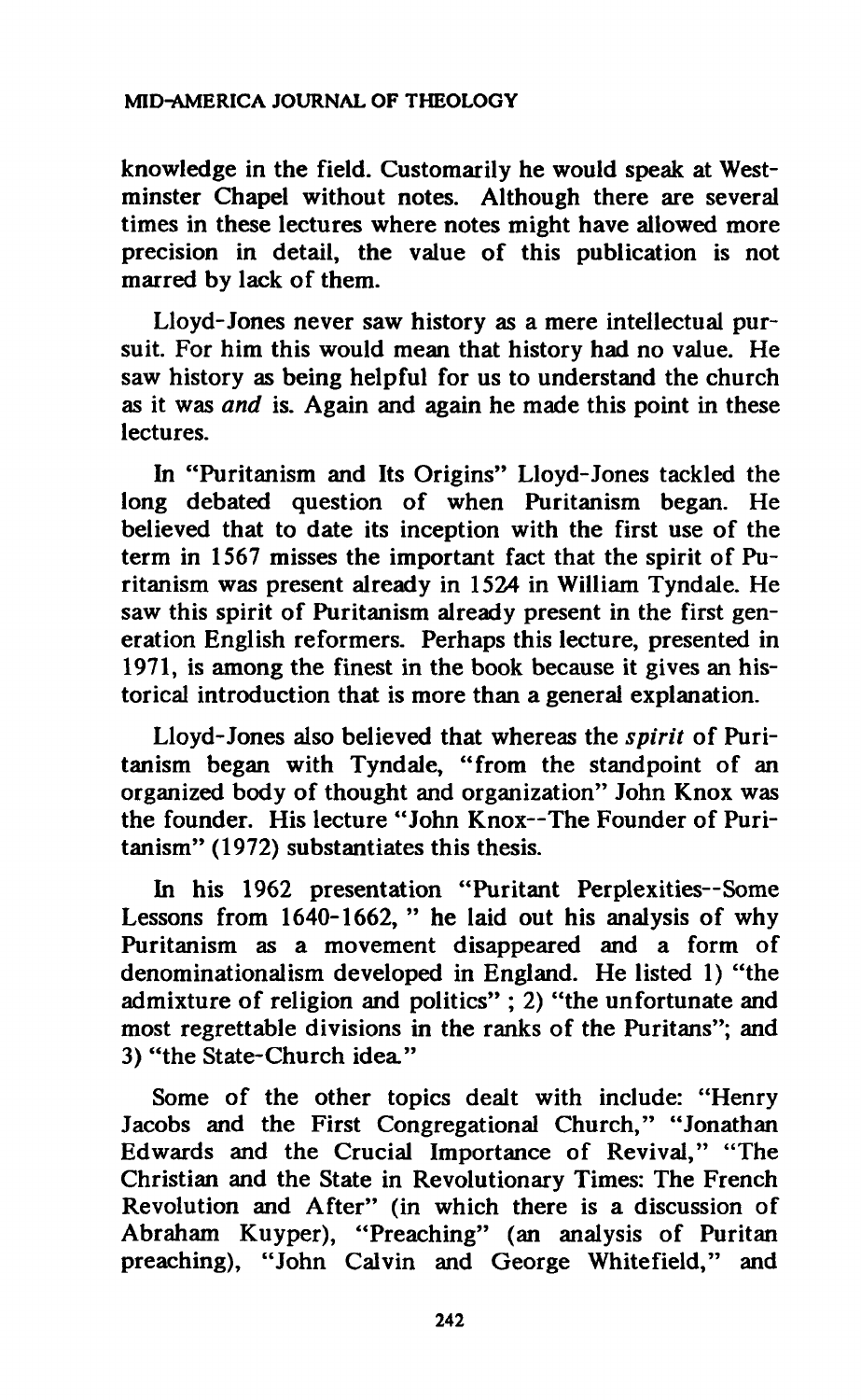knowledge in the field. Customarily he would speak at Westminster Chapel without notes. Although there are several times in these lectures where notes might have allowed more precision in detail, the value of this publication is not marred by lack of them.

Lloyd-Jones never saw history as a mere intellectual pursuit. For him this would mean that history had no value. He saw history as being helpful for us to understand the church as it was *and* is. Again and again he made this point in these lectures.

In "Puritanism and Its Origins" Lloyd-Jones tackled the long debated question of when Puritanism began. He believed that to date its inception with the first use of the term in 1567 misses the important fact that the spirit of Puritanism was present already in 1524 in William Tyndale. He saw this spirit of Puritanism already present in the first generation English reformers. Perhaps this lecture, presented in 1971, is among the finest in the book because it gives an historical introduction that is more than a general explanation.

Lloyd-Jones also believed that whereas the *spirit* of Puritanism began with Tyndale, "from the standpoint of an organized body of thought and organization" John Knox was the founder. His lecture "John Knox--The Founder of Puritanism" (1972) substantiates this thesis.

In his 1962 presentation "Puritant Perplexities--Some Lessons from 1640-1662, " he laid out his analysis of why Puritanism as a movement disappeared and a form of denominationalism developed in England. He listed 1) "the admixture of religion and politics" ; 2) "the unfortunate and most regrettable divisions in the ranks of the Puritans"; and 3) "the State-Church idea."

Some of the other topics dealt with include: "Henry Jacobs and the First Congregational Church," "Jonathan Edwards and the Crucial Importance of Revival," "The Christian and the State in Revolutionary Times: The French Revolution and After" (in which there is a discussion of Abraham Kuyper), "Preaching" (an analysis of Puritan preaching), "John Calvin and George Whitefield," and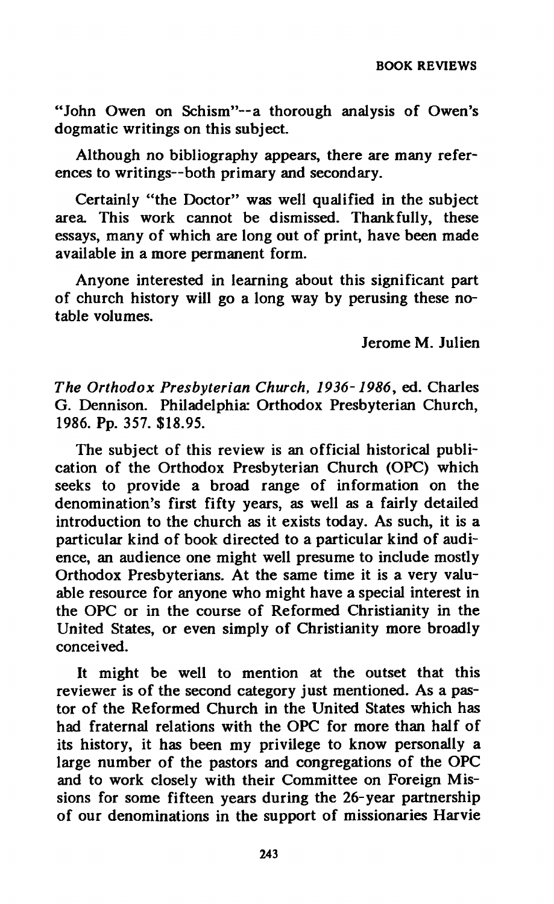"John Owen on Schism"--a thorough analysis of Owen's dogmatic writings on this subject.

Although no bibliography appears, there are many references to writings--both primary and secondary.

Certainly "the Doctor" was well qualified in the subject area. This work cannot be dismissed. Thankfully, these essays, many of which are long out of print, have been made available in a more permanent form.

Anyone interested in learning about this significant part of church history will go a long way by perusing these notable volumes.

Jerome M. Julien

*The Orthodox Presbyterian Church, 1936-1986*, ed. Charles G. Dennison. Philadelphia: Orthodox Presbyterian Church, 1986. Pp. 357. $18.95.

The subject of this review is an official historical publication of the Orthodox Presbyterian Church (OPC) which seeks to provide a broad range of information on the denomination's first fifty years, as well as a fairly detailed introduction to the church as it exists today. As such, it is a particular kind of book directed to a particular kind of audience, an audience one might well presume to include mostly Orthodox Presbyterians. At the same time it is a very valuable resource for anyone who might have a special interest in the OPC or in the course of Reformed Christianity in the United States, or even simply of Christianity more broadly conceived.

It might be well to mention at the outset that this reviewer is of the second category just mentioned. As a pastor of the Reformed Church in the United States which has had fraternal relations with the OPC for more than half of its history, it has been my privilege to know personally a large number of the pastors and congregations of the OPC and to work closely with their Committee on Foreign Missions for some fifteen years during the 26-year partnership of our denominations in the support of missionaries Harvie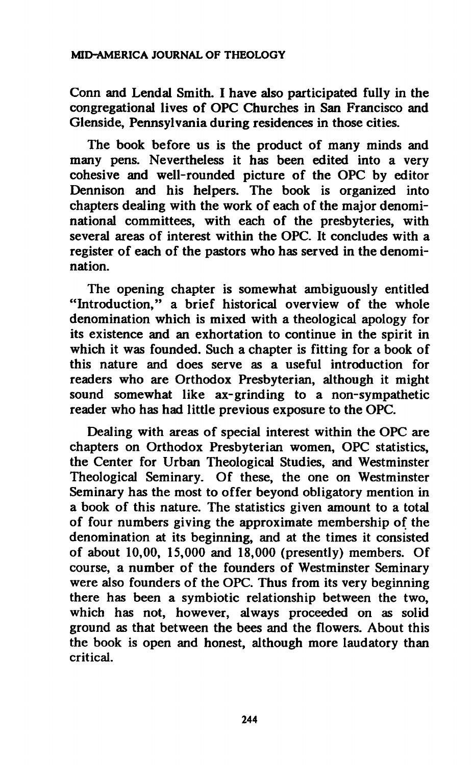Conn and Lendal Smith. I have also participated fully in the congregational lives of OPC Churches in San Francisco and Glenside, Pennsylvania during residences in those cities.

The book before us is the product of many minds and many pens. Nevertheless it has been edited into a very cohesive and well-rounded picture of the OPC by editor Dennison and his helpers. The book is organized into chapters dealing with the work of each of the major denominational committees, with each of the presbyteries, with several areas of interest within the OPC. It concludes with a register of each of the pastors who has served in the denomination.

The opening chapter is somewhat ambiguously entitled "Introduction," a brief historical overview of the whole denomination which is mixed with a theological apology for its existence and an exhortation to continue in the spirit in which it was founded. Such a chapter is fitting for a book of this nature and does serve as a useful introduction for readers who are Orthodox Presbyterian, although it might sound somewhat like ax-grinding to a non-sympathetic reader who has had little previous exposure to the OPC.

Dealing with areas of special interest within the OPC are chapters on Orthodox Presbyterian women, OPC statistics, the Center for Urban Theological Studies, and Westminster Theological Seminary. Of these, the one on Westminster Seminary has the most to offer beyond obligatory mention in a book of this nature. The statistics given amount to a total of four numbers giving the approximate membership of the denomination at its beginning, and at the times it consisted of about 10,00, 15,000 and 18,000 (presently) members. Of course, a number of the founders of Westminster Seminary were also founders of the OPC. Thus from its very beginning there has been a symbiotic relationship between the two, which has not, however, always proceeded on as solid ground as that between the bees and the flowers. About this the book is open and honest, although more laudatory than critical.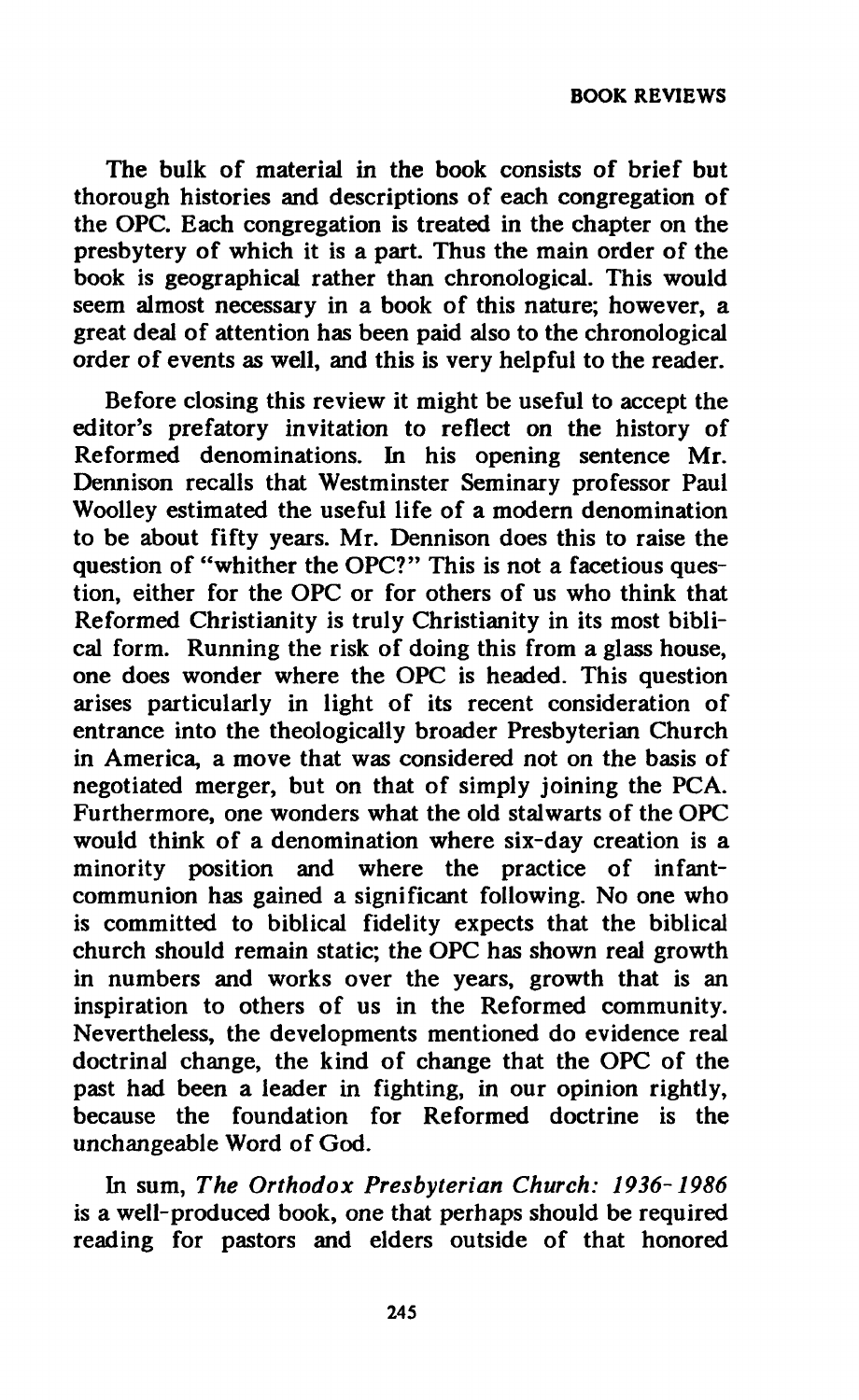The bulk of material in the book consists of brief but thorough histories and descriptions of each congregation of the OPC. Each congregation is treated in the chapter on the presbytery of which it is a part. Thus the main order of the book is geographical rather than chronological. This would seem almost necessary in a book of this nature; however, a great deal of attention has been paid also to the chronological order of events as well, and this is very helpful to the reader.

Before closing this review it might be useful to accept the editor's prefatory invitation to reflect on the history of Reformed denominations. In his opening sentence Mr. Dennison recalls that Westminster Seminary professor Paul Woolley estimated the useful life of a modern denomination to be about fifty years. Mr. Dennison does this to raise the question of "whither the OPC?" This is not a facetious question, either for the OPC or for others of us who think that Reformed Christianity is truly Christianity in its most biblical form. Running the risk of doing this from a glass house, one does wonder where the OPC is headed. This question arises particularly in light of its recent consideration of entrance into the theologically broader Presbyterian Church in America, a move that was considered not on the basis of negotiated merger, but on that of simply joining the PCA. Furthermore, one wonders what the old stalwarts of the OPC would think of a denomination where six-day creation is a minority position and where the practice of infant-communion has gained a significant following. No one who is committed to biblical fidelity expects that the biblical church should remain static; the OPC has shown real growth in numbers and works over the years, growth that is an inspiration to others of us in the Reformed community. Nevertheless, the developments mentioned do evidence real doctrinal change, the kind of change that the OPC of the past had been a leader in fighting, in our opinion rightly, because the foundation for Reformed doctrine is the unchangeable Word of God.

In sum, *The Orthodox Presbyterian Church: 1936-1986* is a well-produced book, one that perhaps should be required reading for pastors and elders outside of that honored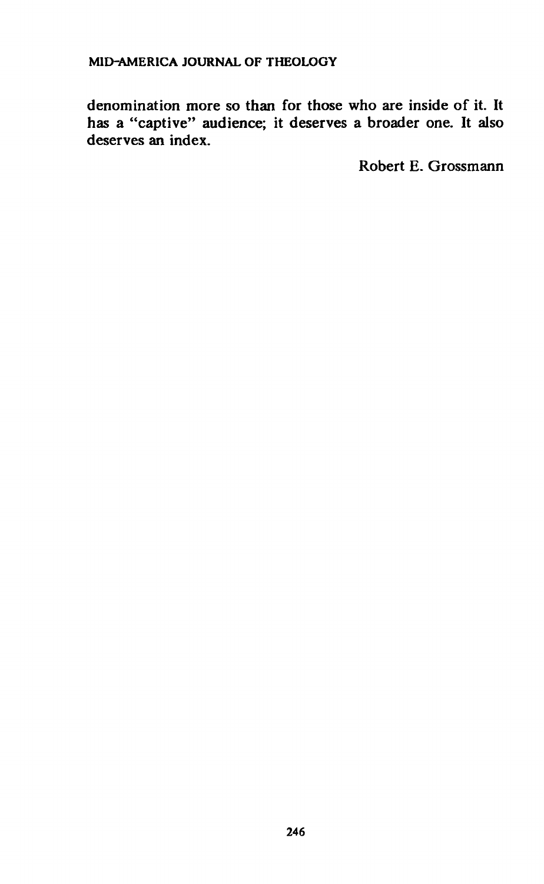denomination more so than for those who are inside of it. It has a "captive" audience; it deserves a broader one. It also deserves an index.

Robert E. Grossmann